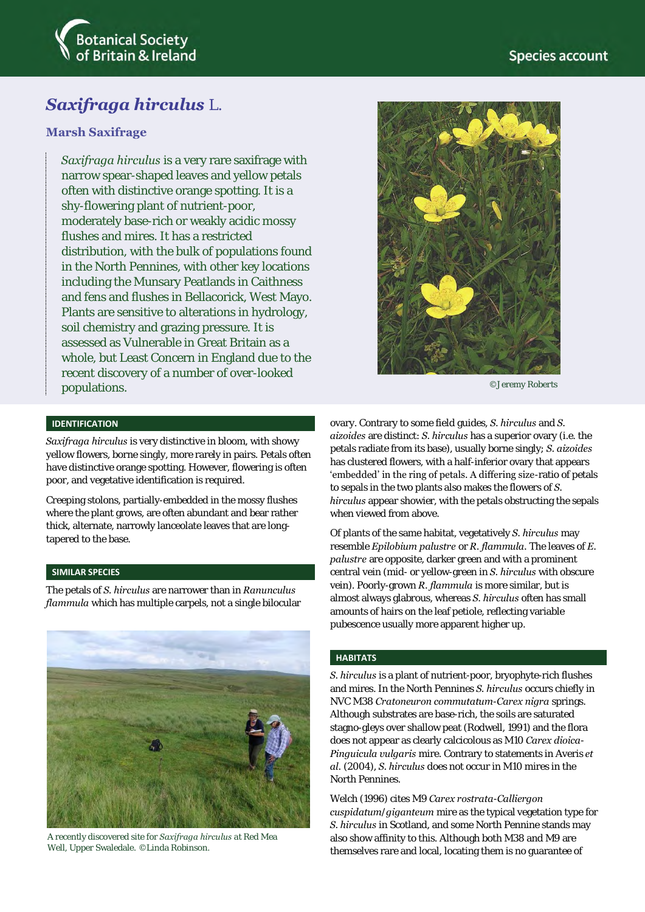# *Saxifraga hirculus* L.

## Marsh Saxifrage

*Saxifraga hirculus* is a very rare saxifrage with narrow spear-shaped leaves and yellow petals often with distinctive orange spotting. It is a shy-flowering plant of nutrient-poor, moderately base-rich or weakly acidic mossy flushes and mires. It has a restricted distribution, with the bulk of populations found in the North Pennines, with other key locations including the Munsary Peatlands in Caithness and fens and flushes in Bellacorick, West Mayo. Plants are sensitive to alterations in hydrology, soil chemistry and grazing pressure. It is assessed as Vulnerable in Great Britain as a whole, but Least Concern in England due to the recent discovery of a number of over-looked populations.

©Jeremy Roberts

### IDENTIFICATION

*Saxifraga hirculus* is very distinctive in bloom, with showy yellow flowers, borne singly, more rarely in pairs. Petals often have distinctive orange spotting. However, flowering is often poor, and vegetative identification is required.

Creeping stolons, partially-embedded in the mossy flushes where the plant grows, are often abundant and bear rather thick, alternate, narrowly lanceolate leaves that are long-tapered to the base.

### SIMILAR SPECIES

The petals of *S. hirculus* are narrower than in *Ranunculus flammula* which has multiple carpels, not a single bilocular ovary. Contrary to some field guides, *S. hirculus* and *S. aizoides* are distinct: *S. hirculus* has a superior ovary (i.e. the petals radiate from its base), usually borne singly; *S. aizoides* has clustered flowers, with a half-inferior ovary that appears 'embedded' in the ring of petals. A differing size-ratio of petals to sepals in the two plants also makes the flowers of *S. hirculus* appear showier, with the petals obstructing the sepals when viewed from above.

Of plants of the same habitat, vegetatively *S. hirculus* may resemble *Epilobium palustre* or *R. flammula*. The leaves of *E. palustre* are opposite, darker green and with a prominent central vein (mid- or yellow-green in *S. hirculus* with obscure vein). Poorly-grown *R. flammula* is more similar, but is almost always glabrous, whereas *S. hirculus* often has small amounts of hairs on the leaf petiole, reflecting variable pubescence usually more apparent higher up.

A recently discovered site for *Saxifraga hirculus* at Red Mea Well, Upper Swaledale. ©Linda Robinson.

### HABITATS

*S. hirculus* is a plant of nutrient-poor, bryophyte-rich flushes and mires. In the North Pennines *S. hirculus* occurs chiefly in NVC M38 *Cratoneuron commutatum-Carex nigra* springs. Although substrates are base-rich, the soils are saturated stagno-gleys over shallow peat (Rodwell, 1991) and the flora does not appear as clearly calcicolous as M10 *Carex dioica-Pinguicula vulgaris* mire. Contrary to statements in Averis *et al*. (2004), *S. hirculus* does not occur in M10 mires in the North Pennines.

Welch (1996) cites M9 *Carex rostrata-Calliergon cuspidatum/giganteum* mire as the typical vegetation type for *S. hirculus* in Scotland, and some North Pennine stands may also show affinity to this. Although both M38 and M9 are themselves rare and local, locating them is no guarantee of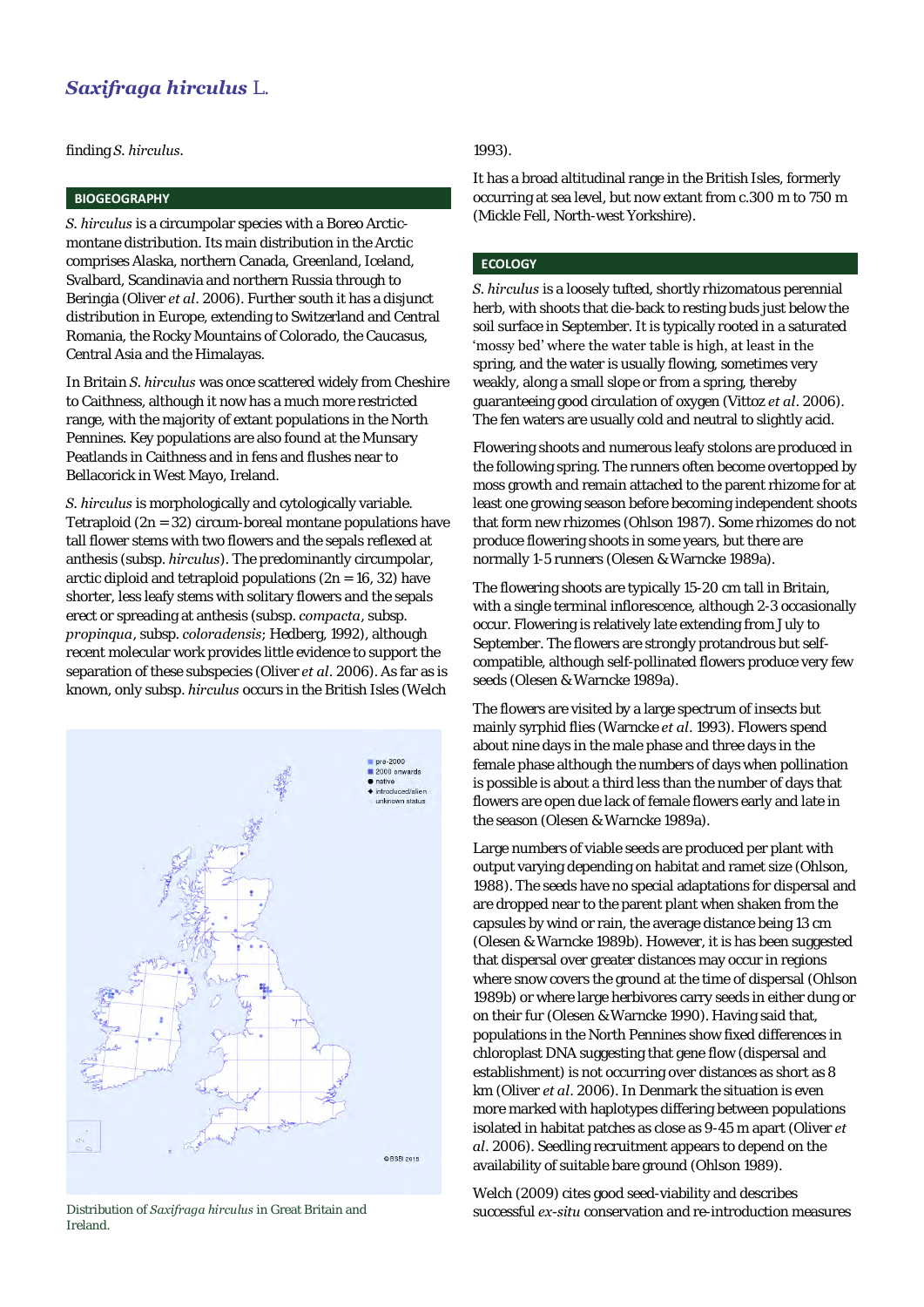finding *S. hirculus*.

## BIOGEOGRAPHY

*S. hirculus* is a circumpolar species with a Boreo Arctic-montane distribution. Its main distribution in the Arctic comprises Alaska, northern Canada, Greenland, Iceland, Svalbard, Scandinavia and northern Russia through to Beringia (Oliver *et al*. 2006). Further south it has a disjunct distribution in Europe, extending to Switzerland and Central Romania, the Rocky Mountains of Colorado, the Caucasus, Central Asia and the Himalayas.

In Britain *S. hirculus* was once scattered widely from Cheshire to Caithness, although it now has a much more restricted range, with the majority of extant populations in the North Pennines. Key populations are also found at the Munsary Peatlands in Caithness and in fens and flushes near to Bellacorick in West Mayo, Ireland.

*S. hirculus* is morphologically and cytologically variable. Tetraploid (2n = 32) circum-boreal montane populations have tall flower stems with two flowers and the sepals reflexed at anthesis (subsp. *hirculus*). The predominantly circumpolar, arctic diploid and tetraploid populations (2n = 16, 32) have shorter, less leafy stems with solitary flowers and the sepals erect or spreading at anthesis (subsp. *compacta*, subsp. *propinqua*, subsp. *coloradensis*; Hedberg, 1992), although recent molecular work provides little evidence to support the separation of these subspecies (Oliver *et al*. 2006). As far as is known, only subsp. *hirculus* occurs in the British Isles (Welch 1993).

It has a broad altitudinal range in the British Isles, formerly occurring at sea level, but now extant from c.300 m to 750 m (Mickle Fell, North-west Yorkshire).

Distribution of *Saxifraga hirculus* in Great Britain and Ireland.

## ECOLOGY

*S. hirculus* is a loosely tufted, shortly rhizomatous perennial herb, with shoots that die-back to resting buds just below the soil surface in September. It is typically rooted in a saturated 'mossy bed' where the water table is high, at least in the spring, and the water is usually flowing, sometimes very weakly, along a small slope or from a spring, thereby guaranteeing good circulation of oxygen (Vittoz *et al*. 2006). The fen waters are usually cold and neutral to slightly acid.

Flowering shoots and numerous leafy stolons are produced in the following spring. The runners often become overtopped by moss growth and remain attached to the parent rhizome for at least one growing season before becoming independent shoots that form new rhizomes (Ohlson 1987). Some rhizomes do not produce flowering shoots in some years, but there are normally 1-5 runners (Olesen & Warncke 1989a).

The flowering shoots are typically 15-20 cm tall in Britain, with a single terminal inflorescence, although 2-3 occasionally occur. Flowering is relatively late extending from July to September. The flowers are strongly protandrous but self-compatible, although self-pollinated flowers produce very few seeds (Olesen & Warncke 1989a).

The flowers are visited by a large spectrum of insects but mainly syrphid flies (Warncke *et al*. 1993). Flowers spend about nine days in the male phase and three days in the female phase although the numbers of days when pollination is possible is about a third less than the number of days that flowers are open due lack of female flowers early and late in the season (Olesen & Warncke 1989a).

Large numbers of viable seeds are produced per plant with output varying depending on habitat and ramet size (Ohlson, 1988). The seeds have no special adaptations for dispersal and are dropped near to the parent plant when shaken from the capsules by wind or rain, the average distance being 13 cm (Olesen & Warncke 1989b). However, it is has been suggested that dispersal over greater distances may occur in regions where snow covers the ground at the time of dispersal (Ohlson 1989b) or where large herbivores carry seeds in either dung or on their fur (Olesen & Warncke 1990). Having said that, populations in the North Pennines show fixed differences in chloroplast DNA suggesting that gene flow (dispersal and establishment) is not occurring over distances as short as 8 km (Oliver *et al*. 2006). In Denmark the situation is even more marked with haplotypes differing between populations isolated in habitat patches as close as 9-45 m apart (Oliver *et al*. 2006). Seedling recruitment appears to depend on the availability of suitable bare ground (Ohlson 1989).

Welch (2009) cites good seed-viability and describes successful *ex-situ* conservation and re-introduction measures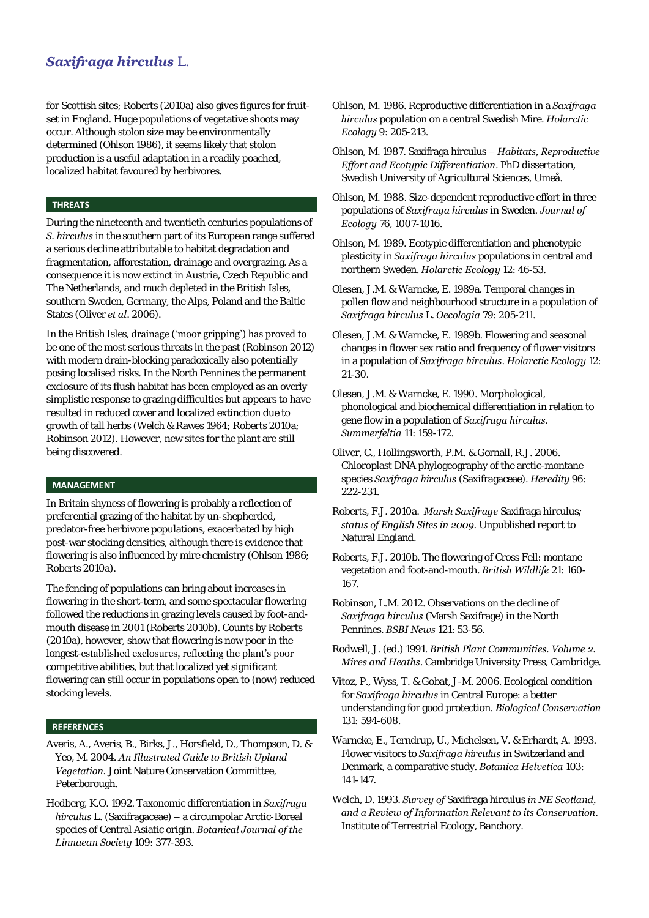for Scottish sites; Roberts (2010a) also gives figures for fruit-set in England. Huge populations of vegetative shoots may occur. Although stolon size may be environmentally determined (Ohlson 1986), it seems likely that stolon production is a useful adaptation in a readily poached, localized habitat favoured by herbivores.

## THREATS

During the nineteenth and twentieth centuries populations of *S. hirculus* in the southern part of its European range suffered a serious decline attributable to habitat degradation and fragmentation, afforestation, drainage and overgrazing. As a consequence it is now extinct in Austria, Czech Republic and The Netherlands, and much depleted in the British Isles, southern Sweden, Germany, the Alps, Poland and the Baltic States (Oliver *et al*. 2006).

In the British Isles, drainage ('moor gripping') has proved to be one of the most serious threats in the past (Robinson 2012) with modern drain-blocking paradoxically also potentially posing localised risks. In the North Pennines the permanent exclosure of its flush habitat has been employed as an overly simplistic response to grazing difficulties but appears to have resulted in reduced cover and localized extinction due to growth of tall herbs (Welch & Rawes 1964; Roberts 2010a; Robinson 2012). However, new sites for the plant are still being discovered.

## MANAGEMENT

In Britain shyness of flowering is probably a reflection of preferential grazing of the habitat by un-shepherded, predator-free herbivore populations, exacerbated by high post-war stocking densities, although there is evidence that flowering is also influenced by mire chemistry (Ohlson 1986; Roberts 2010a).

The fencing of populations can bring about increases in flowering in the short-term, and some spectacular flowering followed the reductions in grazing levels caused by foot-and-mouth disease in 2001 (Roberts 2010b). Counts by Roberts (2010a), however, show that flowering is now poor in the longest-established exclosures, reflecting the plant's poor competitive abilities, but that localized yet significant flowering can still occur in populations open to (now) reduced stocking levels.

## REFERENCES

Averis, A., Averis, B., Birks, J., Horsfield, D., Thompson, D. & Yeo, M. 2004. *An Illustrated Guide to British Upland Vegetation*. Joint Nature Conservation Committee, Peterborough.

Hedberg, K.O. 1992. Taxonomic differentiation in *Saxifraga hirculus* L. (Saxifragaceae) – a circumpolar Arctic-Boreal species of Central Asiatic origin. *Botanical Journal of the Linnaean Society* 109: 377-393.

Ohlson, M. 1986. Reproductive differentiation in a *Saxifraga hirculus* population on a central Swedish Mire. *Holarctic Ecology* 9: 205-213.

Ohlson, M. 1987. Saxifraga hirculus – *Habitats, Reproductive Effort and Ecotypic Differentiation*. PhD dissertation, Swedish University of Agricultural Sciences, Umeå.

Ohlson, M. 1988. Size-dependent reproductive effort in three populations of *Saxifraga hirculus* in Sweden. *Journal of Ecology* 76, 1007-1016.

Ohlson, M. 1989. Ecotypic differentiation and phenotypic plasticity in *Saxifraga hirculus* populations in central and northern Sweden. *Holarctic Ecology* 12: 46-53.

Olesen, J.M. & Warncke, E. 1989a. Temporal changes in pollen flow and neighbourhood structure in a population of *Saxifraga hirculus* L. *Oecologia* 79: 205-211.

Olesen, J.M. & Warncke, E. 1989b. Flowering and seasonal changes in flower sex ratio and frequency of flower visitors in a population of *Saxifraga hirculus*. *Holarctic Ecology* 12: 21-30.

Olesen, J.M. & Warncke, E. 1990. Morphological, phonological and biochemical differentiation in relation to gene flow in a population of *Saxifraga hirculus*. *Summerfeltia* 11: 159-172.

Oliver, C., Hollingsworth, P.M. & Gornall, R.J. 2006. Chloroplast DNA phylogeography of the arctic-montane species *Saxifraga hirculus* (Saxifragaceae). *Heredity* 96: 222-231.

Roberts, F.J. 2010a. *Marsh Saxifrage* Saxifraga hirculus*; status of English Sites in 2009*. Unpublished report to Natural England.

Roberts, F.J. 2010b. The flowering of Cross Fell: montane vegetation and foot-and-mouth. *British Wildlife* 21: 160-167.

Robinson, L.M. 2012. Observations on the decline of *Saxifraga hirculus* (Marsh Saxifrage) in the North Pennines. *BSBI News* 121: 53-56.

Rodwell, J. (ed.) 1991. *British Plant Communities. Volume 2. Mires and Heaths*. Cambridge University Press, Cambridge.

Vitoz, P., Wyss, T. & Gobat, J-M. 2006. Ecological condition for *Saxifraga hirculus* in Central Europe: a better understanding for good protection. *Biological Conservation* 131: 594-608.

Warncke, E., Terndrup, U., Michelsen, V. & Erhardt, A. 1993. Flower visitors to *Saxifraga hirculus* in Switzerland and Denmark, a comparative study. *Botanica Helvetica* 103: 141-147.

Welch, D. 1993. *Survey of* Saxifraga hirculus *in NE Scotland, and a Review of Information Relevant to its Conservation*. Institute of Terrestrial Ecology, Banchory.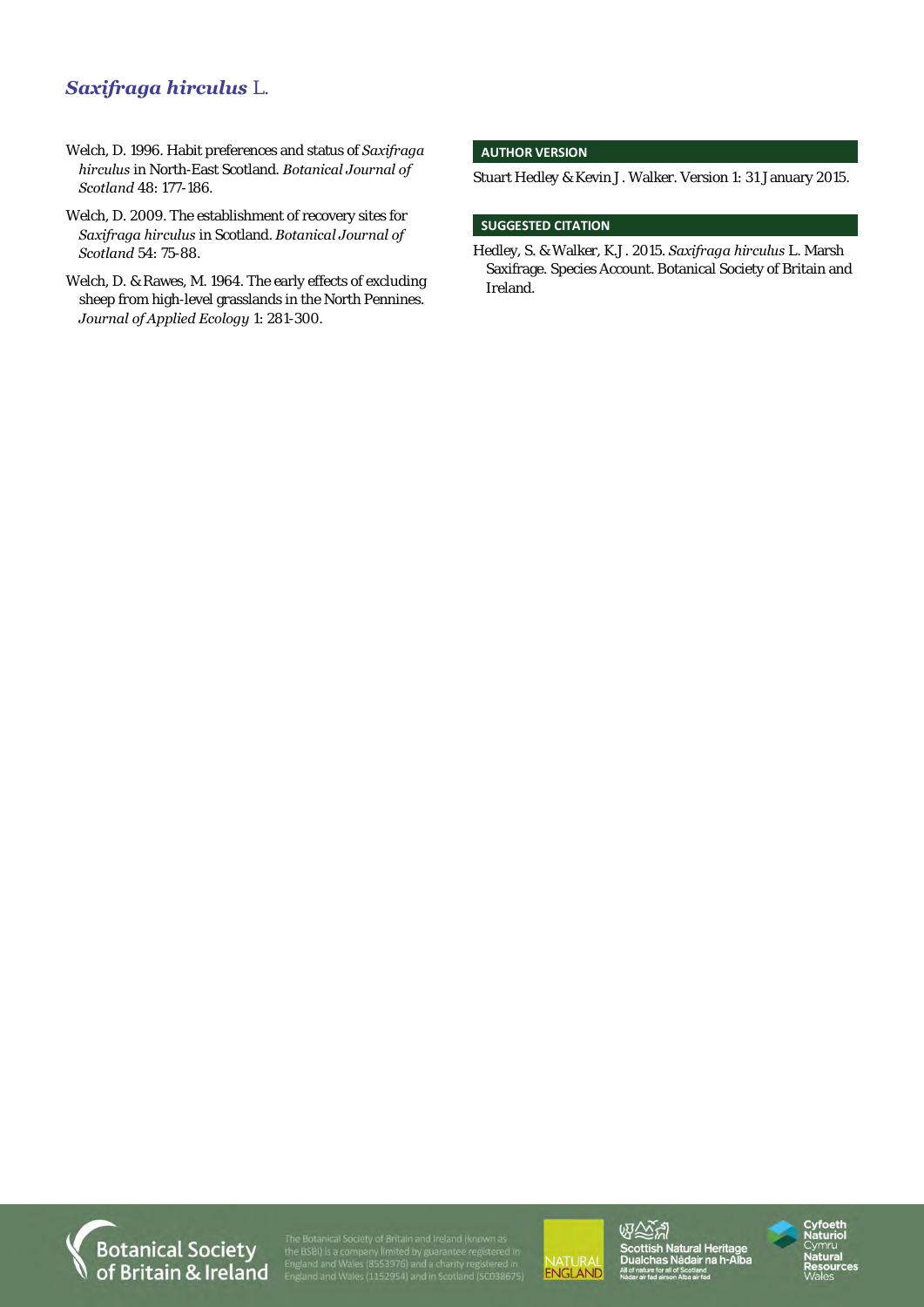Welch, D. 1996. Habit preferences and status of *Saxifraga hirculus* in North-East Scotland. *Botanical Journal of Scotland* 48: 177-186.

Welch, D. 2009. The establishment of recovery sites for *Saxifraga hirculus* in Scotland. *Botanical Journal of Scotland* 54: 75-88.

Welch, D. & Rawes, M. 1964. The early effects of excluding sheep from high-level grasslands in the North Pennines. *Journal of Applied Ecology* 1: 281-300.

## AUTHOR VERSION

Stuart Hedley & Kevin J. Walker. Version 1: 31 January 2015.

## SUGGESTED CITATION

Hedley, S. & Walker, K.J. 2015. *Saxifraga hirculus* L. Marsh Saxifrage. Species Account. Botanical Society of Britain and Ireland.

Botanical Society of Britain & Ireland

The Botanical Society of Britain and Ireland (known as the BSBI) is a company limited by guarantee registered in England and Wales (8553976) and a charity registered in England and Wales (1152954) and in Scotland (SC038675)

NATURAL ENGLAND

Scottish Natural Heritage
Dualchas Nàdair na h-Alba
All of nature for all of Scotland
Nàdar air fad airson Alba air fad

Cyfoeth Naturiol Cymru
Natural Resources Wales